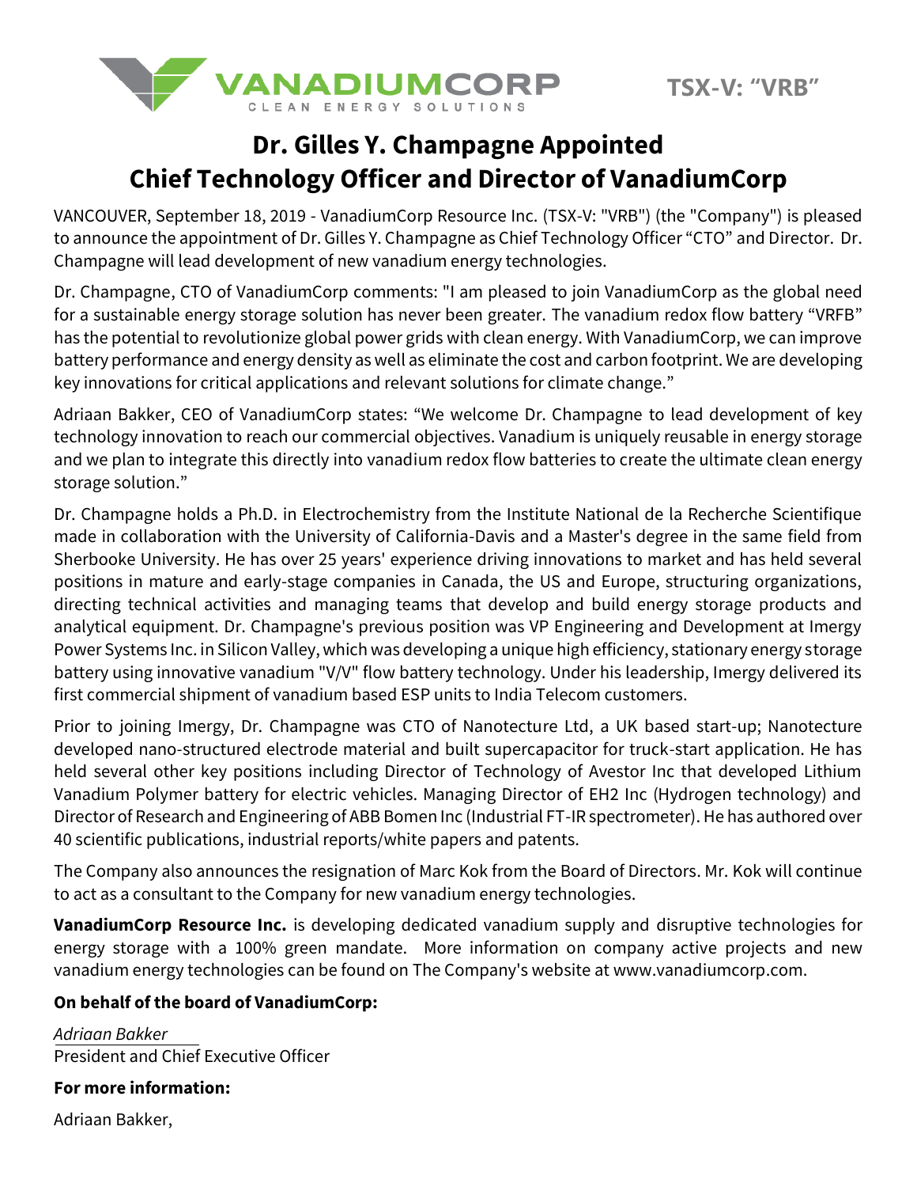VANADIUMCORP
CLEAN ENERGY SOLUTIONS

TSX-V: "VRB"

# Dr. Gilles Y. Champagne Appointed Chief Technology Officer and Director of VanadiumCorp

VANCOUVER, September 18, 2019 - VanadiumCorp Resource Inc. (TSX-V: "VRB") (the "Company") is pleased to announce the appointment of Dr. Gilles Y. Champagne as Chief Technology Officer "CTO" and Director. Dr. Champagne will lead development of new vanadium energy technologies.

Dr. Champagne, CTO of VanadiumCorp comments: "I am pleased to join VanadiumCorp as the global need for a sustainable energy storage solution has never been greater. The vanadium redox flow battery "VRFB" has the potential to revolutionize global power grids with clean energy. With VanadiumCorp, we can improve battery performance and energy density as well as eliminate the cost and carbon footprint. We are developing key innovations for critical applications and relevant solutions for climate change."

Adriaan Bakker, CEO of VanadiumCorp states: "We welcome Dr. Champagne to lead development of key technology innovation to reach our commercial objectives. Vanadium is uniquely reusable in energy storage and we plan to integrate this directly into vanadium redox flow batteries to create the ultimate clean energy storage solution."

Dr. Champagne holds a Ph.D. in Electrochemistry from the Institute National de la Recherche Scientifique made in collaboration with the University of California-Davis and a Master's degree in the same field from Sherbooke University. He has over 25 years' experience driving innovations to market and has held several positions in mature and early-stage companies in Canada, the US and Europe, structuring organizations, directing technical activities and managing teams that develop and build energy storage products and analytical equipment. Dr. Champagne's previous position was VP Engineering and Development at Imergy Power Systems Inc. in Silicon Valley, which was developing a unique high efficiency, stationary energy storage battery using innovative vanadium "V/V" flow battery technology. Under his leadership, Imergy delivered its first commercial shipment of vanadium based ESP units to India Telecom customers.

Prior to joining Imergy, Dr. Champagne was CTO of Nanotecture Ltd, a UK based start-up; Nanotecture developed nano-structured electrode material and built supercapacitor for truck-start application. He has held several other key positions including Director of Technology of Avestor Inc that developed Lithium Vanadium Polymer battery for electric vehicles. Managing Director of EH2 Inc (Hydrogen technology) and Director of Research and Engineering of ABB Bomen Inc (Industrial FT-IR spectrometer). He has authored over 40 scientific publications, industrial reports/white papers and patents.

The Company also announces the resignation of Marc Kok from the Board of Directors. Mr. Kok will continue to act as a consultant to the Company for new vanadium energy technologies.

**VanadiumCorp Resource Inc.** is developing dedicated vanadium supply and disruptive technologies for energy storage with a 100% green mandate. More information on company active projects and new vanadium energy technologies can be found on The Company's website at www.vanadiumcorp.com.

**On behalf of the board of VanadiumCorp:**

*Adriaan Bakker*
President and Chief Executive Officer

**For more information:**

Adriaan Bakker,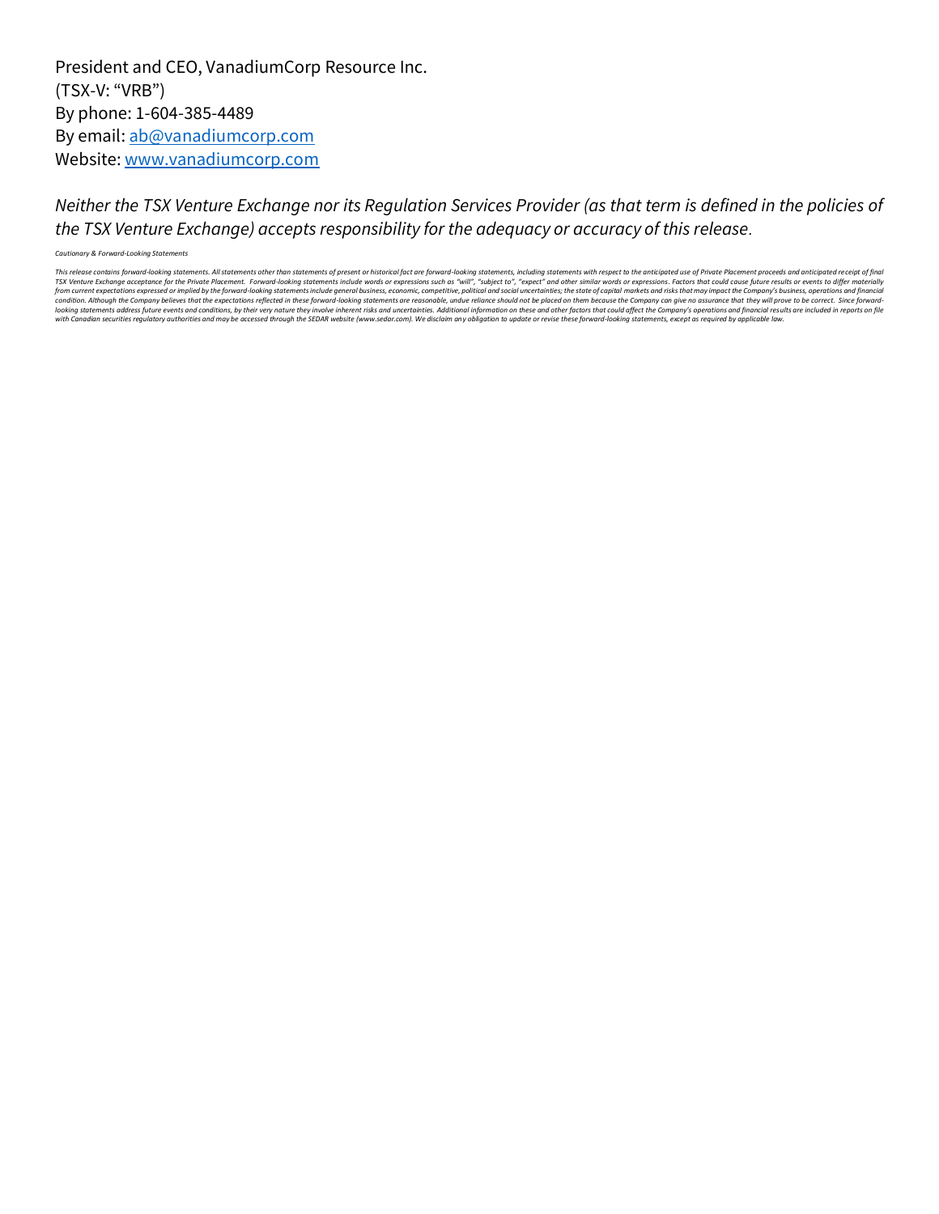President and CEO, VanadiumCorp Resource Inc.
(TSX-V: "VRB")
By phone: 1-604-385-4489
By email: ab@vanadiumcorp.com
Website: www.vanadiumcorp.com

*Neither the TSX Venture Exchange nor its Regulation Services Provider (as that term is defined in the policies of the TSX Venture Exchange) accepts responsibility for the adequacy or accuracy of this release.*

*Cautionary & Forward-Looking Statements*

*This release contains forward-looking statements. All statements other than statements of present or historical fact are forward-looking statements, including statements with respect to the anticipated use of Private Placement proceeds and anticipated receipt of final TSX Venture Exchange acceptance for the Private Placement. Forward-looking statements include words or expressions such as "will", "subject to", "expect" and other similar words or expressions. Factors that could cause future results or events to differ materially from current expectations expressed or implied by the forward-looking statements include general business, economic, competitive, political and social uncertainties; the state of capital markets and risks that may impact the Company's business, operations and financial condition. Although the Company believes that the expectations reflected in these forward-looking statements are reasonable, undue reliance should not be placed on them because the Company can give no assurance that they will prove to be correct. Since forward-looking statements address future events and conditions, by their very nature they involve inherent risks and uncertainties. Additional information on these and other factors that could affect the Company's operations and financial results are included in reports on file with Canadian securities regulatory authorities and may be accessed through the SEDAR website (www.sedar.com). We disclaim any obligation to update or revise these forward-looking statements, except as required by applicable law.*